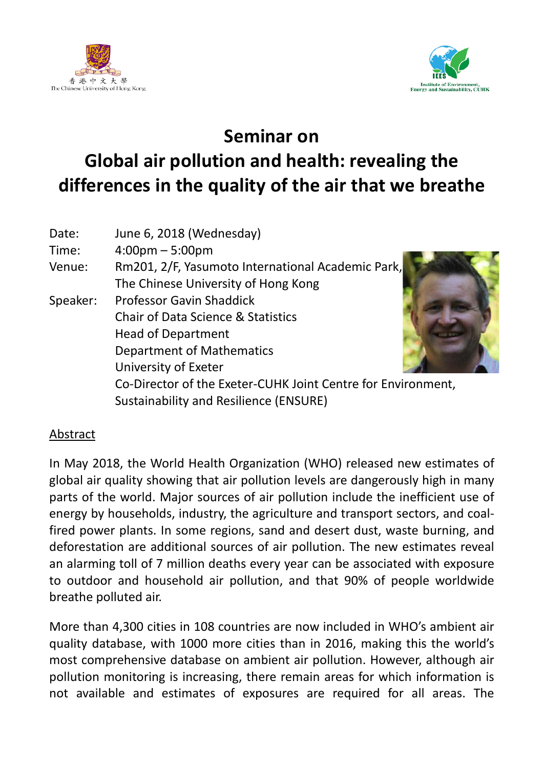香港中文大學
The Chinese University of Hong Kong

Institute of Environment, Energy and Sustainability, CUHK

# Seminar on
# Global air pollution and health: revealing the differences in the quality of the air that we breathe

Date: June 6, 2018 (Wednesday)
Time: 4:00pm – 5:00pm
Venue: Rm201, 2/F, Yasumoto International Academic Park, The Chinese University of Hong Kong
Speaker: Professor Gavin Shaddick
Chair of Data Science & Statistics
Head of Department
Department of Mathematics
University of Exeter
Co-Director of the Exeter-CUHK Joint Centre for Environment, Sustainability and Resilience (ENSURE)

<u>Abstract</u>

In May 2018, the World Health Organization (WHO) released new estimates of global air quality showing that air pollution levels are dangerously high in many parts of the world. Major sources of air pollution include the inefficient use of energy by households, industry, the agriculture and transport sectors, and coal-fired power plants. In some regions, sand and desert dust, waste burning, and deforestation are additional sources of air pollution. The new estimates reveal an alarming toll of 7 million deaths every year can be associated with exposure to outdoor and household air pollution, and that 90% of people worldwide breathe polluted air.

More than 4,300 cities in 108 countries are now included in WHO's ambient air quality database, with 1000 more cities than in 2016, making this the world's most comprehensive database on ambient air pollution. However, although air pollution monitoring is increasing, there remain areas for which information is not available and estimates of exposures are required for all areas. The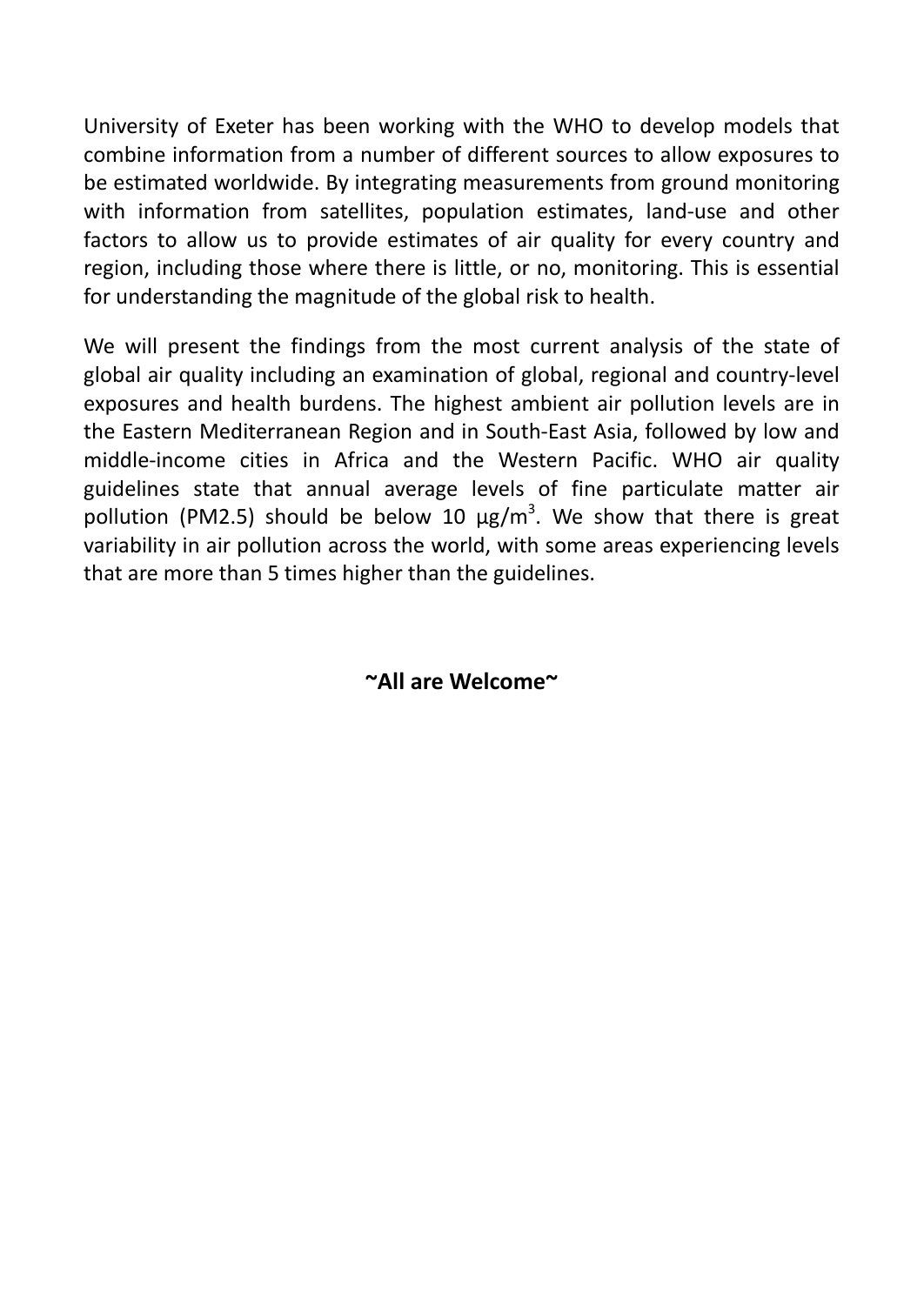University of Exeter has been working with the WHO to develop models that combine information from a number of different sources to allow exposures to be estimated worldwide. By integrating measurements from ground monitoring with information from satellites, population estimates, land-use and other factors to allow us to provide estimates of air quality for every country and region, including those where there is little, or no, monitoring. This is essential for understanding the magnitude of the global risk to health.

We will present the findings from the most current analysis of the state of global air quality including an examination of global, regional and country-level exposures and health burdens. The highest ambient air pollution levels are in the Eastern Mediterranean Region and in South-East Asia, followed by low and middle-income cities in Africa and the Western Pacific. WHO air quality guidelines state that annual average levels of fine particulate matter air pollution (PM2.5) should be below 10 $\mu g/m^3$. We show that there is great variability in air pollution across the world, with some areas experiencing levels that are more than 5 times higher than the guidelines.

**~All are Welcome~**